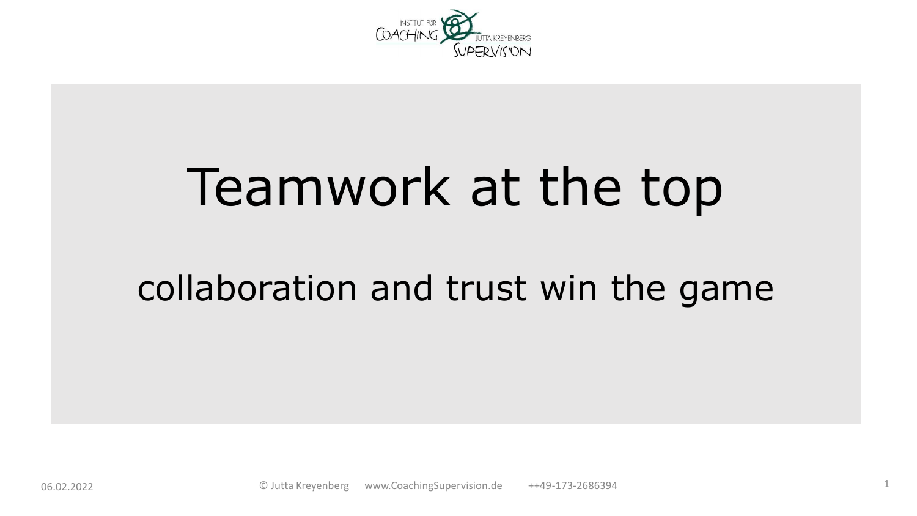# Teamwork at the top

## collaboration and trust win the game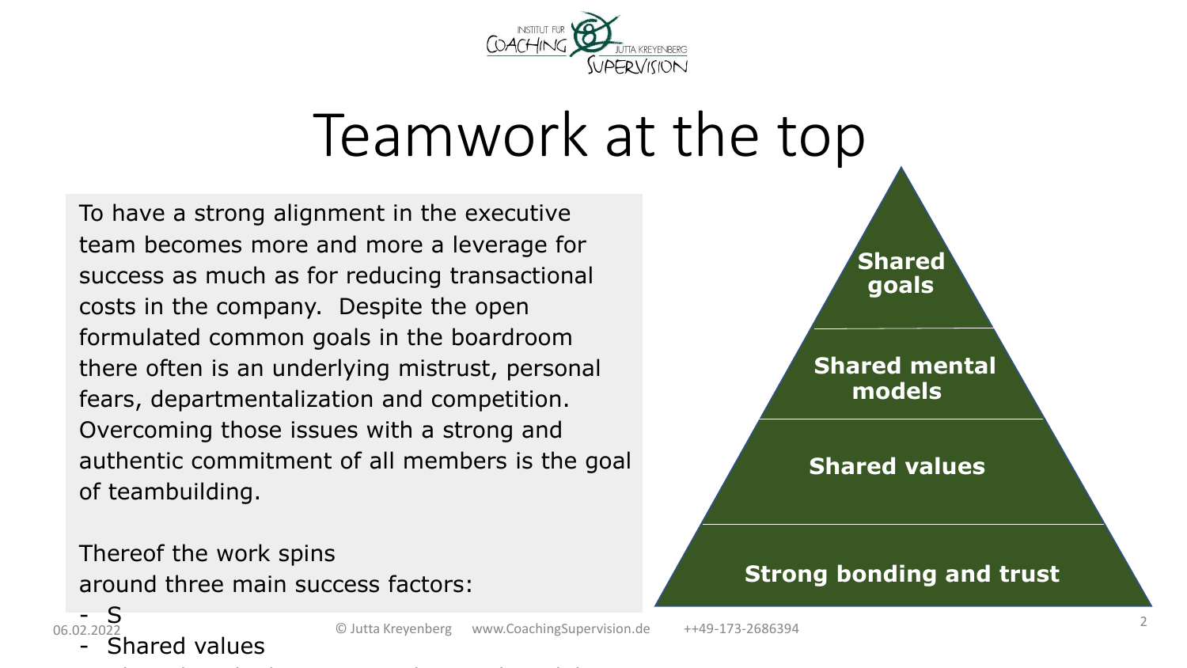# Teamwork at the top

To have a strong alignment in the executive team becomes more and more a leverage for success as much as for reducing transactional costs in the company. Despite the open formulated common goals in the boardroom there often is an underlying mistrust, personal fears, departmentalization and competition. Overcoming those issues with a strong and authentic commitment of all members is the goal of teambuilding.

Thereof the work spins around three main success factors:

- S
- Shared values

**Shared goals**

**Shared mental models**

**Shared values**

**Strong bonding and trust**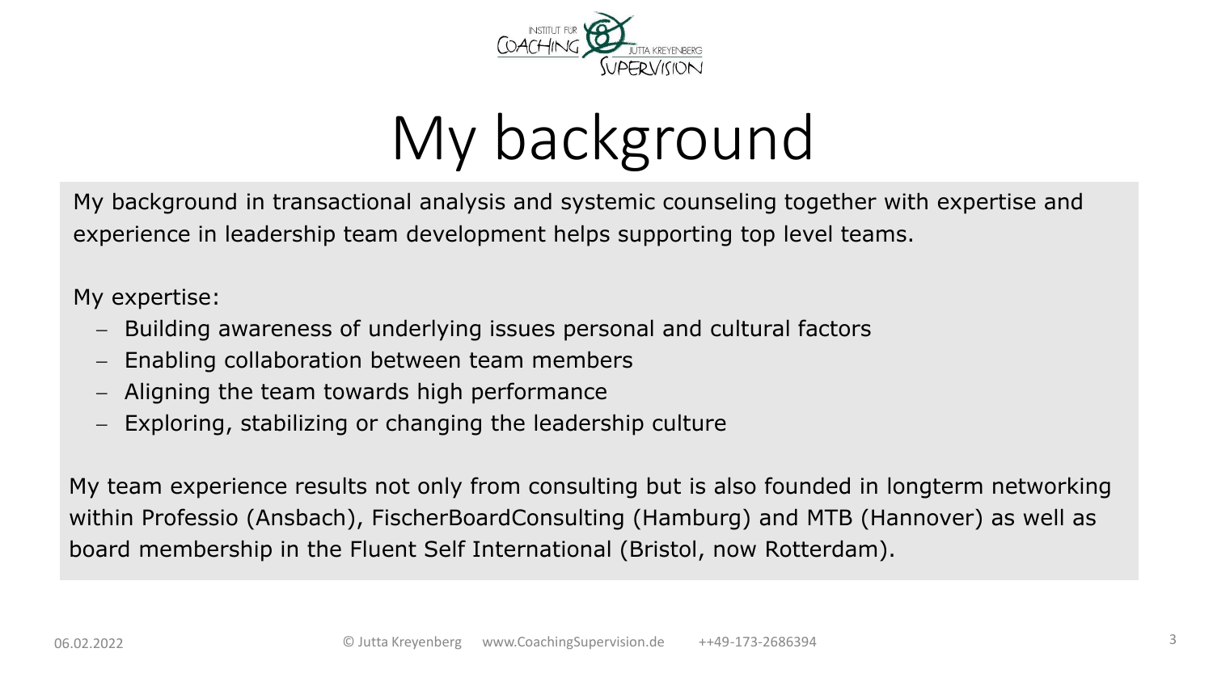# My background

My background in transactional analysis and systemic counseling together with expertise and experience in leadership team development helps supporting top level teams.

My expertise:

- Building awareness of underlying issues personal and cultural factors
- Enabling collaboration between team members
- Aligning the team towards high performance
- Exploring, stabilizing or changing the leadership culture

My team experience results not only from consulting but is also founded in longterm networking within Professio (Ansbach), FischerBoardConsulting (Hamburg) and MTB (Hannover) as well as board membership in the Fluent Self International (Bristol, now Rotterdam).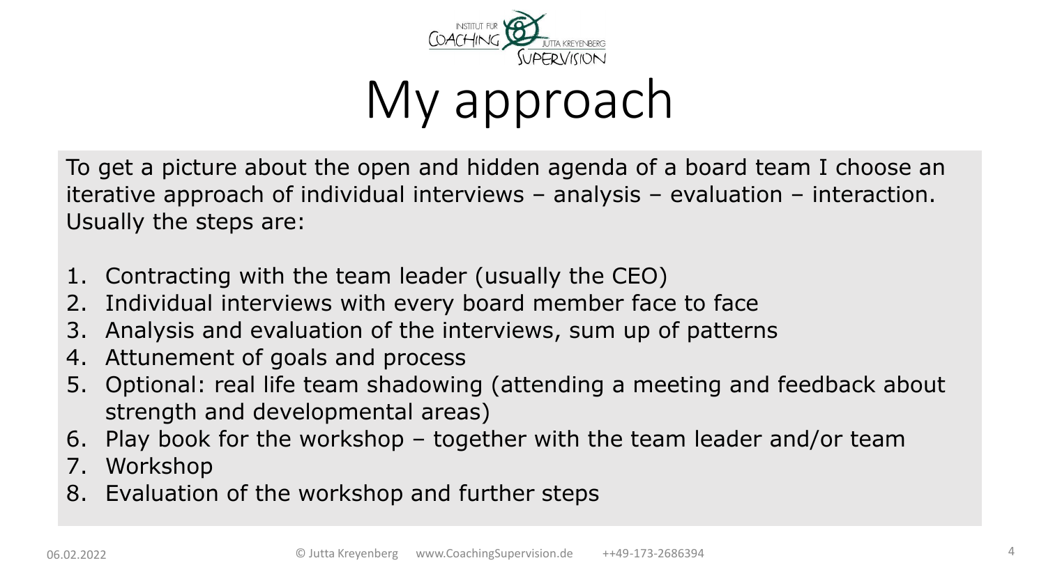# My approach

To get a picture about the open and hidden agenda of a board team I choose an iterative approach of individual interviews – analysis – evaluation – interaction. Usually the steps are:

1. Contracting with the team leader (usually the CEO)
2. Individual interviews with every board member face to face
3. Analysis and evaluation of the interviews, sum up of patterns
4. Attunement of goals and process
5. Optional: real life team shadowing (attending a meeting and feedback about strength and developmental areas)
6. Play book for the workshop – together with the team leader and/or team
7. Workshop
8. Evaluation of the workshop and further steps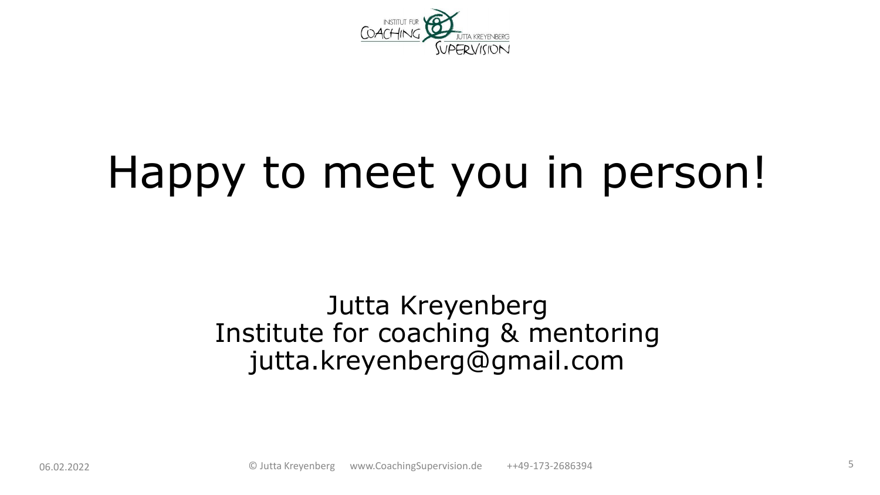# Happy to meet you in person!

Jutta Kreyenberg
Institute for coaching & mentoring
jutta.kreyenberg@gmail.com